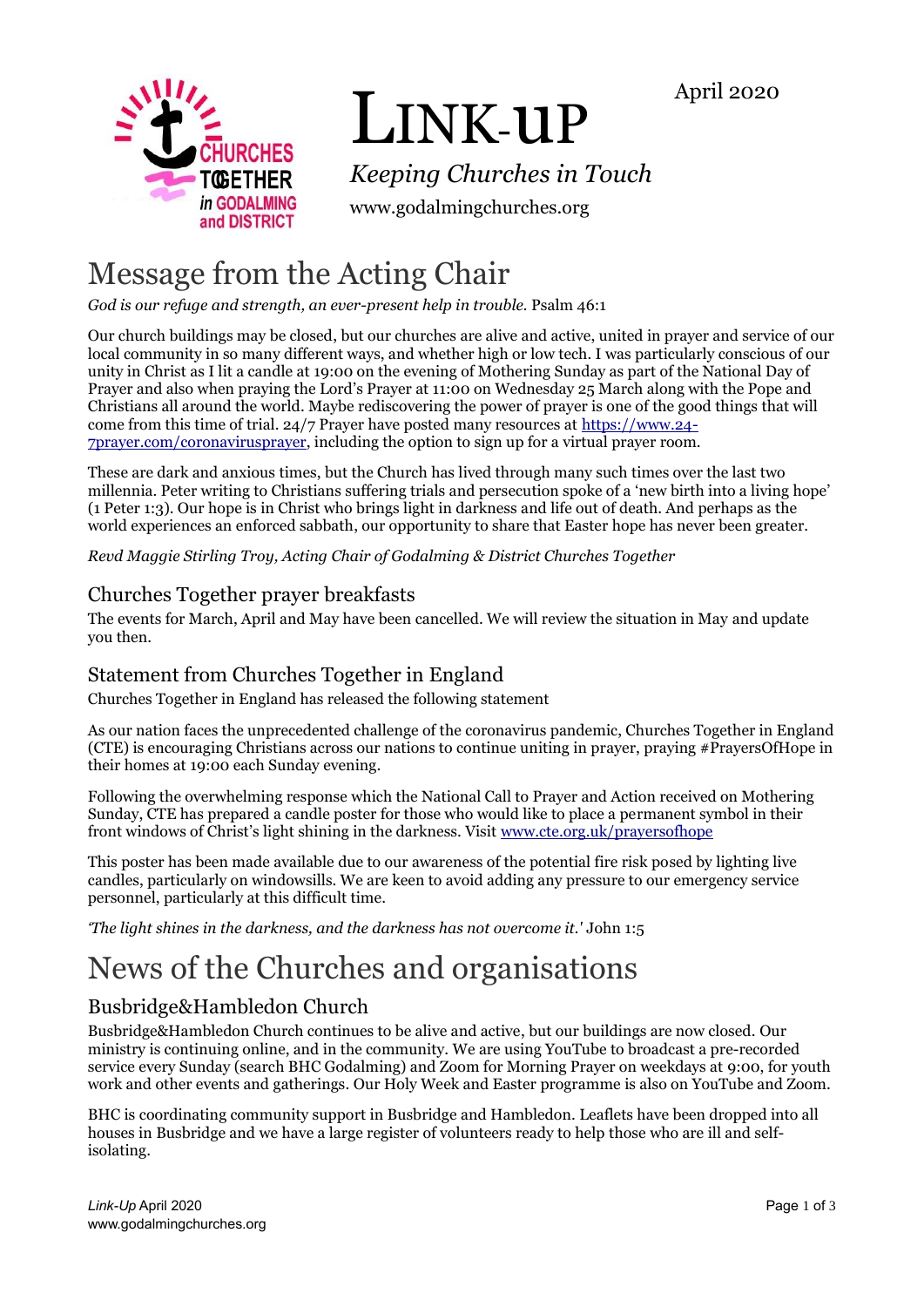# LINK-UP

*Keeping Churches in Touch*

www.godalmingchurches.org

April 2020

# Message from the Acting Chair

*God is our refuge and strength, an ever-present help in trouble.* Psalm 46:1

Our church buildings may be closed, but our churches are alive and active, united in prayer and service of our local community in so many different ways, and whether high or low tech. I was particularly conscious of our unity in Christ as I lit a candle at 19:00 on the evening of Mothering Sunday as part of the National Day of Prayer and also when praying the Lord's Prayer at 11:00 on Wednesday 25 March along with the Pope and Christians all around the world. Maybe rediscovering the power of prayer is one of the good things that will come from this time of trial. 24/7 Prayer have posted many resources at https://www.24-7prayer.com/coronavirusprayer, including the option to sign up for a virtual prayer room.

These are dark and anxious times, but the Church has lived through many such times over the last two millennia. Peter writing to Christians suffering trials and persecution spoke of a 'new birth into a living hope' (1 Peter 1:3). Our hope is in Christ who brings light in darkness and life out of death. And perhaps as the world experiences an enforced sabbath, our opportunity to share that Easter hope has never been greater.

*Revd Maggie Stirling Troy, Acting Chair of Godalming & District Churches Together*

## Churches Together prayer breakfasts

The events for March, April and May have been cancelled. We will review the situation in May and update you then.

## Statement from Churches Together in England

Churches Together in England has released the following statement

As our nation faces the unprecedented challenge of the coronavirus pandemic, Churches Together in England (CTE) is encouraging Christians across our nations to continue uniting in prayer, praying #PrayersOfHope in their homes at 19:00 each Sunday evening.

Following the overwhelming response which the National Call to Prayer and Action received on Mothering Sunday, CTE has prepared a candle poster for those who would like to place a permanent symbol in their front windows of Christ's light shining in the darkness. Visit www.cte.org.uk/prayersofhope

This poster has been made available due to our awareness of the potential fire risk posed by lighting live candles, particularly on windowsills. We are keen to avoid adding any pressure to our emergency service personnel, particularly at this difficult time.

*'The light shines in the darkness, and the darkness has not overcome it.'* John 1:5

# News of the Churches and organisations

## Busbridge&Hambledon Church

Busbridge&Hambledon Church continues to be alive and active, but our buildings are now closed. Our ministry is continuing online, and in the community. We are using YouTube to broadcast a pre-recorded service every Sunday (search BHC Godalming) and Zoom for Morning Prayer on weekdays at 9:00, for youth work and other events and gatherings. Our Holy Week and Easter programme is also on YouTube and Zoom.

BHC is coordinating community support in Busbridge and Hambledon. Leaflets have been dropped into all houses in Busbridge and we have a large register of volunteers ready to help those who are ill and self-isolating.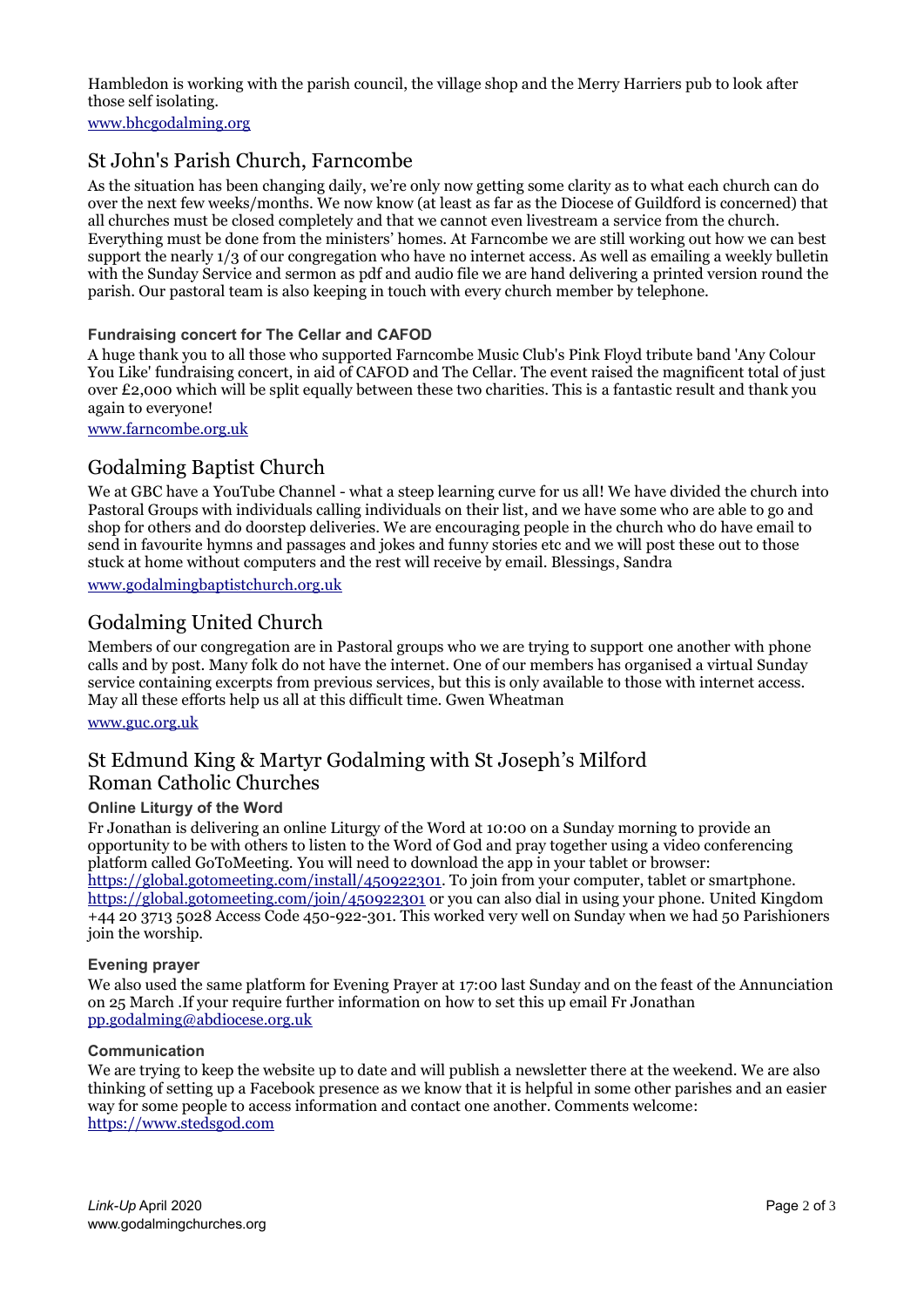Hambledon is working with the parish council, the village shop and the Merry Harriers pub to look after those self isolating.

www.bhcgodalming.org

## St John's Parish Church, Farncombe

As the situation has been changing daily, we're only now getting some clarity as to what each church can do over the next few weeks/months. We now know (at least as far as the Diocese of Guildford is concerned) that all churches must be closed completely and that we cannot even livestream a service from the church. Everything must be done from the ministers' homes. At Farncombe we are still working out how we can best support the nearly 1/3 of our congregation who have no internet access. As well as emailing a weekly bulletin with the Sunday Service and sermon as pdf and audio file we are hand delivering a printed version round the parish. Our pastoral team is also keeping in touch with every church member by telephone.

### Fundraising concert for The Cellar and CAFOD

A huge thank you to all those who supported Farncombe Music Club's Pink Floyd tribute band 'Any Colour You Like' fundraising concert, in aid of CAFOD and The Cellar. The event raised the magnificent total of just over £2,000 which will be split equally between these two charities. This is a fantastic result and thank you again to everyone!

www.farncombe.org.uk

## Godalming Baptist Church

We at GBC have a YouTube Channel - what a steep learning curve for us all! We have divided the church into Pastoral Groups with individuals calling individuals on their list, and we have some who are able to go and shop for others and do doorstep deliveries. We are encouraging people in the church who do have email to send in favourite hymns and passages and jokes and funny stories etc and we will post these out to those stuck at home without computers and the rest will receive by email. Blessings, Sandra

www.godalmingbaptistchurch.org.uk

## Godalming United Church

Members of our congregation are in Pastoral groups who we are trying to support one another with phone calls and by post. Many folk do not have the internet. One of our members has organised a virtual Sunday service containing excerpts from previous services, but this is only available to those with internet access. May all these efforts help us all at this difficult time. Gwen Wheatman

www.guc.org.uk

## St Edmund King & Martyr Godalming with St Joseph's Milford Roman Catholic Churches

### Online Liturgy of the Word

Fr Jonathan is delivering an online Liturgy of the Word at 10:00 on a Sunday morning to provide an opportunity to be with others to listen to the Word of God and pray together using a video conferencing platform called GoToMeeting. You will need to download the app in your tablet or browser: https://global.gotomeeting.com/install/450922301. To join from your computer, tablet or smartphone. https://global.gotomeeting.com/join/450922301 or you can also dial in using your phone. United Kingdom +44 20 3713 5028 Access Code 450-922-301. This worked very well on Sunday when we had 50 Parishioners join the worship.

### Evening prayer

We also used the same platform for Evening Prayer at 17:00 last Sunday and on the feast of the Annunciation on 25 March .If your require further information on how to set this up email Fr Jonathan pp.godalming@abdiocese.org.uk

### Communication

We are trying to keep the website up to date and will publish a newsletter there at the weekend. We are also thinking of setting up a Facebook presence as we know that it is helpful in some other parishes and an easier way for some people to access information and contact one another. Comments welcome: https://www.stedsgod.com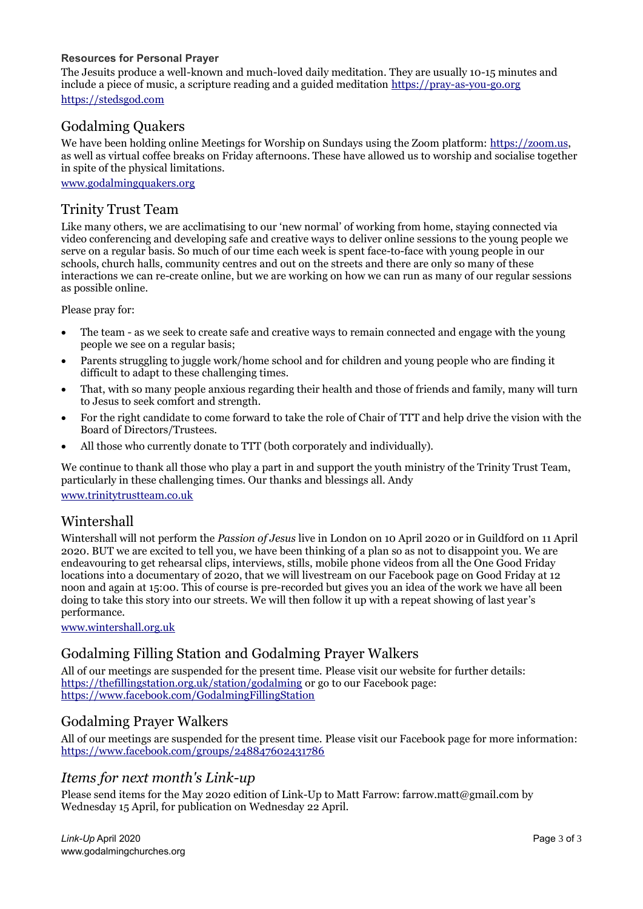### Resources for Personal Prayer

The Jesuits produce a well-known and much-loved daily meditation. They are usually 10-15 minutes and include a piece of music, a scripture reading and a guided meditation https://pray-as-you-go.org

https://stedsgod.com

## Godalming Quakers

We have been holding online Meetings for Worship on Sundays using the Zoom platform: https://zoom.us, as well as virtual coffee breaks on Friday afternoons. These have allowed us to worship and socialise together in spite of the physical limitations.

www.godalmingquakers.org

## Trinity Trust Team

Like many others, we are acclimatising to our 'new normal' of working from home, staying connected via video conferencing and developing safe and creative ways to deliver online sessions to the young people we serve on a regular basis. So much of our time each week is spent face-to-face with young people in our schools, church halls, community centres and out on the streets and there are only so many of these interactions we can re-create online, but we are working on how we can run as many of our regular sessions as possible online.

Please pray for:

- The team - as we seek to create safe and creative ways to remain connected and engage with the young people we see on a regular basis;
- Parents struggling to juggle work/home school and for children and young people who are finding it difficult to adapt to these challenging times.
- That, with so many people anxious regarding their health and those of friends and family, many will turn to Jesus to seek comfort and strength.
- For the right candidate to come forward to take the role of Chair of TTT and help drive the vision with the Board of Directors/Trustees.
- All those who currently donate to TTT (both corporately and individually).

We continue to thank all those who play a part in and support the youth ministry of the Trinity Trust Team, particularly in these challenging times. Our thanks and blessings all. Andy

www.trinitytrustteam.co.uk

## Wintershall

Wintershall will not perform the *Passion of Jesus* live in London on 10 April 2020 or in Guildford on 11 April 2020. BUT we are excited to tell you, we have been thinking of a plan so as not to disappoint you. We are endeavouring to get rehearsal clips, interviews, stills, mobile phone videos from all the One Good Friday locations into a documentary of 2020, that we will livestream on our Facebook page on Good Friday at 12 noon and again at 15:00. This of course is pre-recorded but gives you an idea of the work we have all been doing to take this story into our streets. We will then follow it up with a repeat showing of last year's performance.

www.wintershall.org.uk

## Godalming Filling Station and Godalming Prayer Walkers

All of our meetings are suspended for the present time. Please visit our website for further details: https://thefillingstation.org.uk/station/godalming or go to our Facebook page: https://www.facebook.com/GodalmingFillingStation

## Godalming Prayer Walkers

All of our meetings are suspended for the present time. Please visit our Facebook page for more information: https://www.facebook.com/groups/248847602431786

## *Items for next month's Link-up*

Please send items for the May 2020 edition of Link-Up to Matt Farrow: farrow.matt@gmail.com by Wednesday 15 April, for publication on Wednesday 22 April.